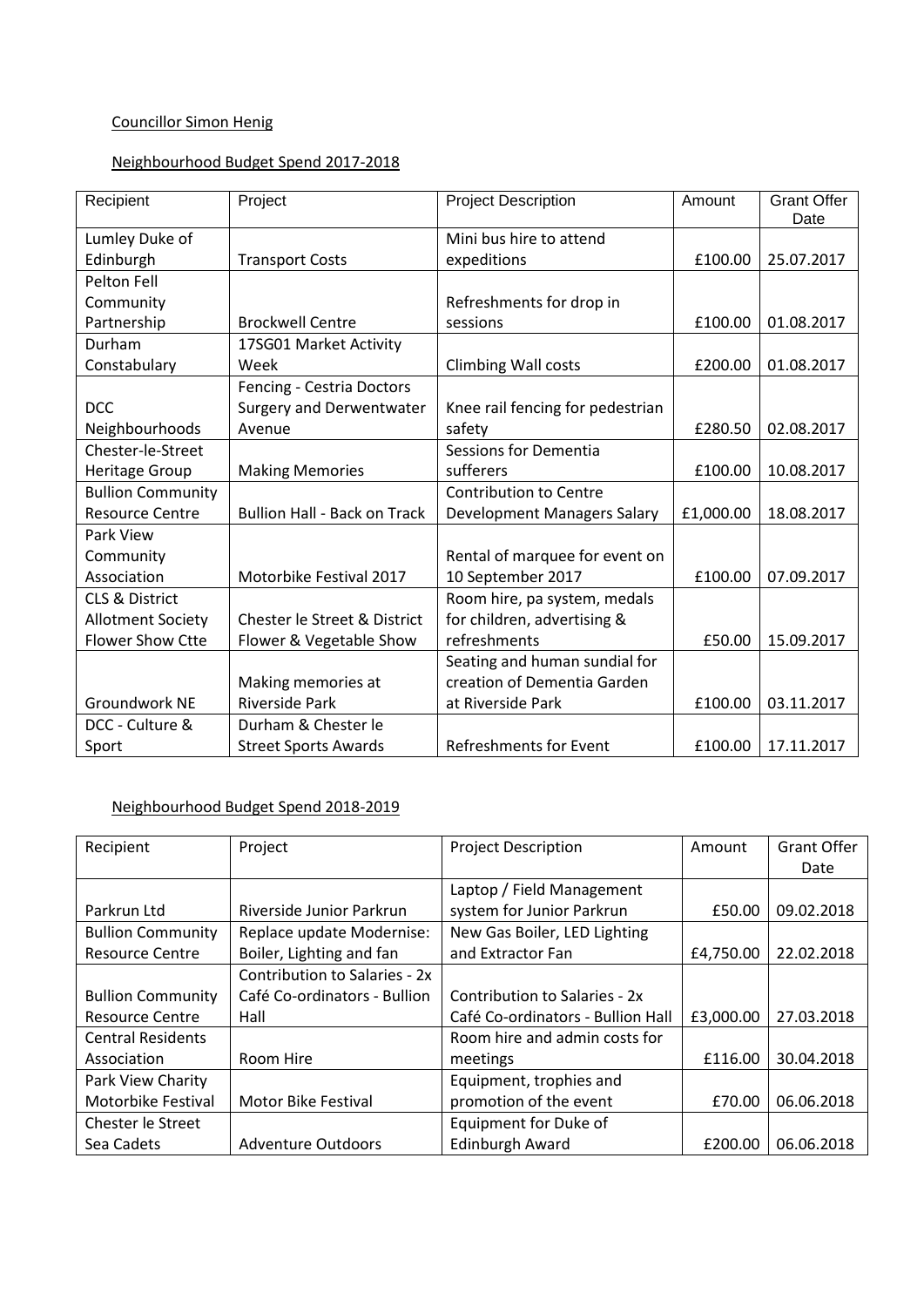Councillor Simon Henig

Neighbourhood Budget Spend 2017-2018

| Recipient | Project | Project Description | Amount | Grant Offer Date |
|---|---|---|---|---|
| Lumley Duke of Edinburgh | Transport Costs | Mini bus hire to attend expeditions | £100.00 | 25.07.2017 |
| Pelton Fell Community Partnership | Brockwell Centre | Refreshments for drop in sessions | £100.00 | 01.08.2017 |
| Durham Constabulary | 17SG01 Market Activity Week | Climbing Wall costs | £200.00 | 01.08.2017 |
| DCC Neighbourhoods | Fencing - Cestria Doctors Surgery and Derwentwater Avenue | Knee rail fencing for pedestrian safety | £280.50 | 02.08.2017 |
| Chester-le-Street Heritage Group | Making Memories | Sessions for Dementia sufferers | £100.00 | 10.08.2017 |
| Bullion Community Resource Centre | Bullion Hall - Back on Track | Contribution to Centre Development Managers Salary | £1,000.00 | 18.08.2017 |
| Park View Community Association | Motorbike Festival 2017 | Rental of marquee for event on 10 September 2017 | £100.00 | 07.09.2017 |
| CLS & District Allotment Society Flower Show Ctte | Chester le Street & District Flower & Vegetable Show | Room hire, pa system, medals for children, advertising & refreshments | £50.00 | 15.09.2017 |
| Groundwork NE | Making memories at Riverside Park | Seating and human sundial for creation of Dementia Garden at Riverside Park | £100.00 | 03.11.2017 |
| DCC - Culture & Sport | Durham & Chester le Street Sports Awards | Refreshments for Event | £100.00 | 17.11.2017 |

Neighbourhood Budget Spend 2018-2019

| Recipient | Project | Project Description | Amount | Grant Offer Date |
|---|---|---|---|---|
| Parkrun Ltd | Riverside Junior Parkrun | Laptop / Field Management system for Junior Parkrun | £50.00 | 09.02.2018 |
| Bullion Community Resource Centre | Replace update Modernise: Boiler, Lighting and fan | New Gas Boiler, LED Lighting and Extractor Fan | £4,750.00 | 22.02.2018 |
| Bullion Community Resource Centre | Contribution to Salaries - 2x Café Co-ordinators - Bullion Hall | Contribution to Salaries - 2x Café Co-ordinators - Bullion Hall | £3,000.00 | 27.03.2018 |
| Central Residents Association | Room Hire | Room hire and admin costs for meetings | £116.00 | 30.04.2018 |
| Park View Charity Motorbike Festival | Motor Bike Festival | Equipment, trophies and promotion of the event | £70.00 | 06.06.2018 |
| Chester le Street Sea Cadets | Adventure Outdoors | Equipment for Duke of Edinburgh Award | £200.00 | 06.06.2018 |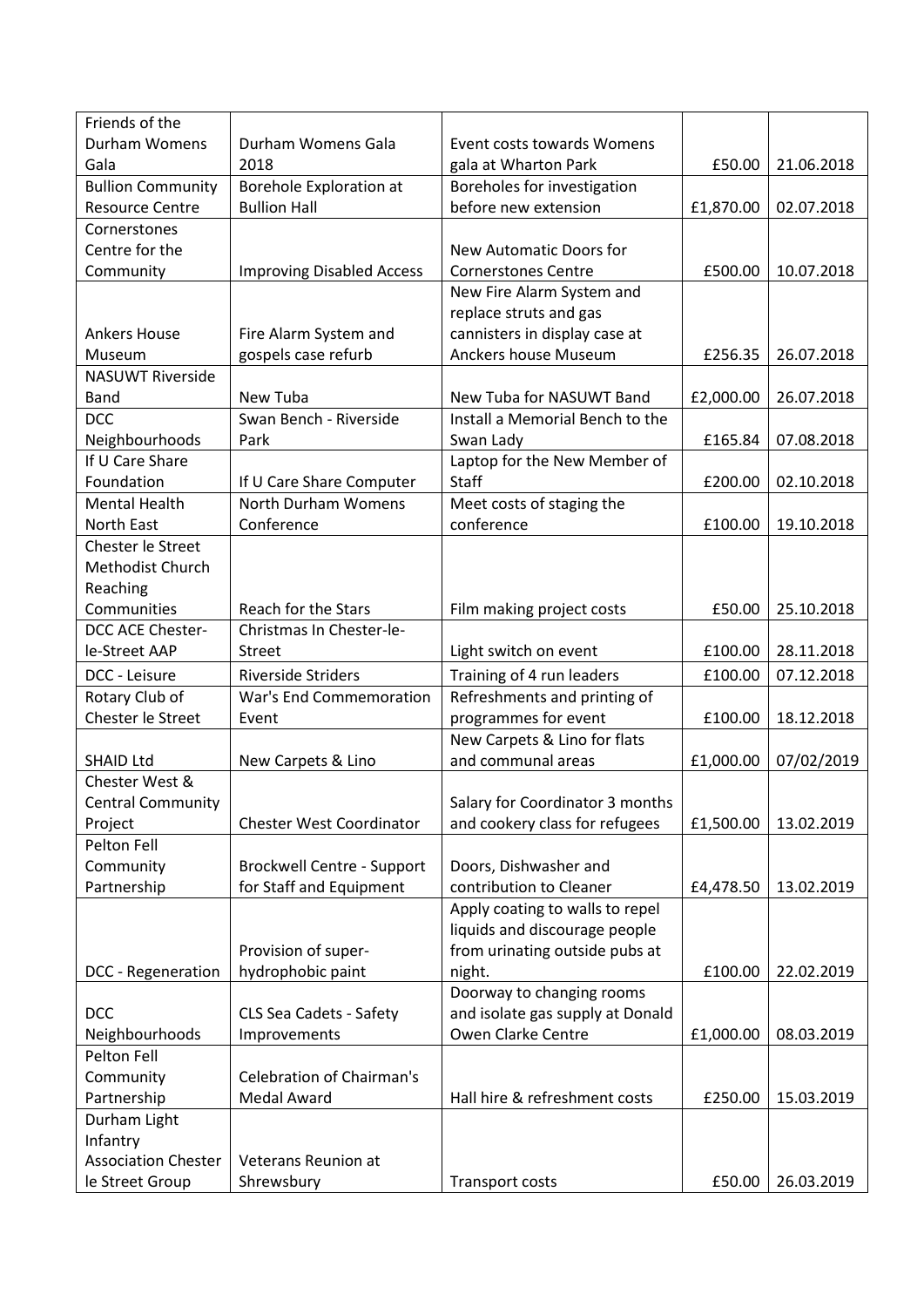| | | | | |
|---|---|---|---|---|
| Friends of the Durham Womens Gala | Durham Womens Gala 2018 | Event costs towards Womens gala at Wharton Park | £50.00 | 21.06.2018 |
| Bullion Community Resource Centre | Borehole Exploration at Bullion Hall | Boreholes for investigation before new extension | £1,870.00 | 02.07.2018 |
| Cornerstones Centre for the Community | Improving Disabled Access | New Automatic Doors for Cornerstones Centre | £500.00 | 10.07.2018 |
| Ankers House Museum | Fire Alarm System and gospels case refurb | New Fire Alarm System and replace struts and gas cannisters in display case at Anckers house Museum | £256.35 | 26.07.2018 |
| NASUWT Riverside Band | New Tuba | New Tuba for NASUWT Band | £2,000.00 | 26.07.2018 |
| DCC Neighbourhoods | Swan Bench - Riverside Park | Install a Memorial Bench to the Swan Lady | £165.84 | 07.08.2018 |
| If U Care Share Foundation | If U Care Share Computer | Laptop for the New Member of Staff | £200.00 | 02.10.2018 |
| Mental Health North East | North Durham Womens Conference | Meet costs of staging the conference | £100.00 | 19.10.2018 |
| Chester le Street Methodist Church Reaching Communities | Reach for the Stars | Film making project costs | £50.00 | 25.10.2018 |
| DCC ACE Chester-le-Street AAP | Christmas In Chester-le-Street | Light switch on event | £100.00 | 28.11.2018 |
| DCC - Leisure | Riverside Striders | Training of 4 run leaders | £100.00 | 07.12.2018 |
| Rotary Club of Chester le Street | War's End Commemoration Event | Refreshments and printing of programmes for event | £100.00 | 18.12.2018 |
| SHAID Ltd | New Carpets & Lino | New Carpets & Lino for flats and communal areas | £1,000.00 | 07/02/2019 |
| Chester West & Central Community Project | Chester West Coordinator | Salary for Coordinator 3 months and cookery class for refugees | £1,500.00 | 13.02.2019 |
| Pelton Fell Community Partnership | Brockwell Centre - Support for Staff and Equipment | Doors, Dishwasher and contribution to Cleaner | £4,478.50 | 13.02.2019 |
| DCC - Regeneration | Provision of super-hydrophobic paint | Apply coating to walls to repel liquids and discourage people from urinating outside pubs at night. | £100.00 | 22.02.2019 |
| DCC Neighbourhoods | CLS Sea Cadets - Safety Improvements | Doorway to changing rooms and isolate gas supply at Donald Owen Clarke Centre | £1,000.00 | 08.03.2019 |
| Pelton Fell Community Partnership | Celebration of Chairman's Medal Award | Hall hire & refreshment costs | £250.00 | 15.03.2019 |
| Durham Light Infantry Association Chester le Street Group | Veterans Reunion at Shrewsbury | Transport costs | £50.00 | 26.03.2019 |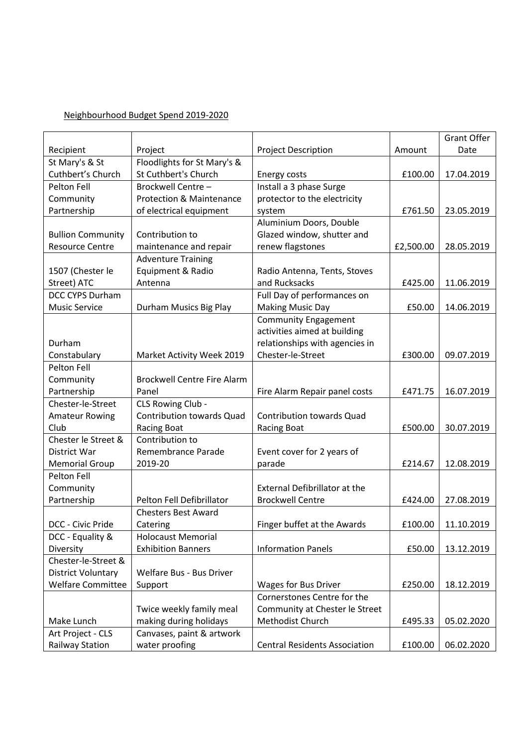Neighbourhood Budget Spend 2019-2020

| Recipient | Project | Project Description | Amount | Grant Offer Date |
|---|---|---|---|---|
| St Mary's & St Cuthbert's Church | Floodlights for St Mary's & St Cuthbert's Church | Energy costs | £100.00 | 17.04.2019 |
| Pelton Fell Community Partnership | Brockwell Centre – Protection & Maintenance of electrical equipment | Install a 3 phase Surge protector to the electricity system | £761.50 | 23.05.2019 |
| Bullion Community Resource Centre | Contribution to maintenance and repair | Aluminium Doors, Double Glazed window, shutter and renew flagstones | £2,500.00 | 28.05.2019 |
| 1507 (Chester le Street) ATC | Adventure Training Equipment & Radio Antenna | Radio Antenna, Tents, Stoves and Rucksacks | £425.00 | 11.06.2019 |
| DCC CYPS Durham Music Service | Durham Musics Big Play | Full Day of performances on Making Music Day | £50.00 | 14.06.2019 |
| Durham Constabulary | Market Activity Week 2019 | Community Engagement activities aimed at building relationships with agencies in Chester-le-Street | £300.00 | 09.07.2019 |
| Pelton Fell Community Partnership | Brockwell Centre Fire Alarm Panel | Fire Alarm Repair panel costs | £471.75 | 16.07.2019 |
| Chester-le-Street Amateur Rowing Club | CLS Rowing Club - Contribution towards Quad Racing Boat | Contribution towards Quad Racing Boat | £500.00 | 30.07.2019 |
| Chester le Street & District War Memorial Group | Contribution to Remembrance Parade 2019-20 | Event cover for 2 years of parade | £214.67 | 12.08.2019 |
| Pelton Fell Community Partnership | Pelton Fell Defibrillator | External Defibrillator at the Brockwell Centre | £424.00 | 27.08.2019 |
| DCC - Civic Pride | Chesters Best Award Catering | Finger buffet at the Awards | £100.00 | 11.10.2019 |
| DCC - Equality & Diversity | Holocaust Memorial Exhibition Banners | Information Panels | £50.00 | 13.12.2019 |
| Chester-le-Street & District Voluntary Welfare Committee | Welfare Bus - Bus Driver Support | Wages for Bus Driver | £250.00 | 18.12.2019 |
| Make Lunch | Twice weekly family meal making during holidays | Cornerstones Centre for the Community at Chester le Street Methodist Church | £495.33 | 05.02.2020 |
| Art Project - CLS Railway Station | Canvases, paint & artwork water proofing | Central Residents Association | £100.00 | 06.02.2020 |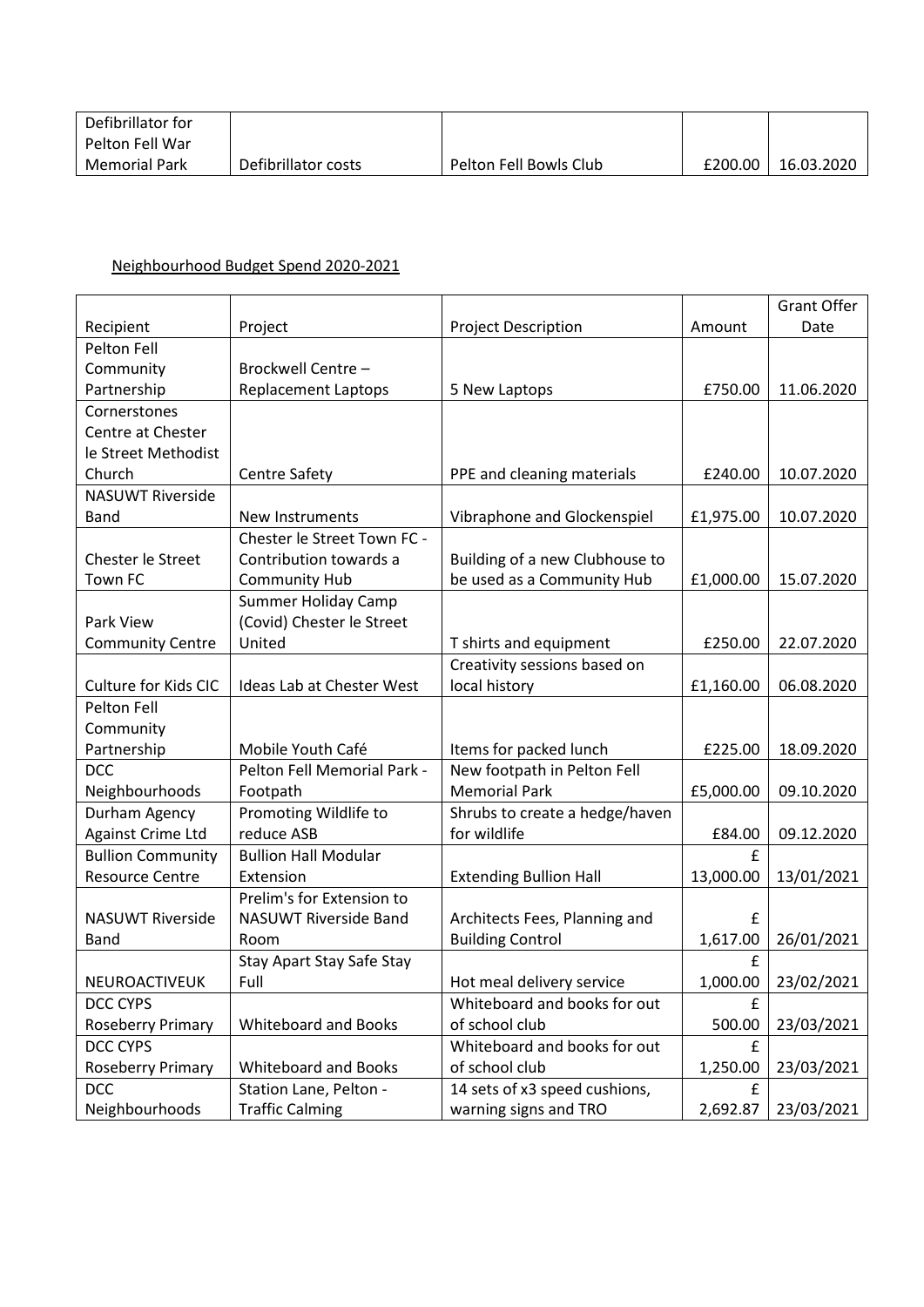| Defibrillator for Pelton Fell War Memorial Park | Defibrillator costs | Pelton Fell Bowls Club | £200.00 | 16.03.2020 |
|---|---|---|---|---|

Neighbourhood Budget Spend 2020-2021

| Recipient | Project | Project Description | Amount | Grant Offer Date |
|---|---|---|---|---|
| Pelton Fell Community Partnership | Brockwell Centre – Replacement Laptops | 5 New Laptops | £750.00 | 11.06.2020 |
| Cornerstones Centre at Chester le Street Methodist Church | Centre Safety | PPE and cleaning materials | £240.00 | 10.07.2020 |
| NASUWT Riverside Band | New Instruments | Vibraphone and Glockenspiel | £1,975.00 | 10.07.2020 |
| Chester le Street Town FC | Chester le Street Town FC - Contribution towards a Community Hub | Building of a new Clubhouse to be used as a Community Hub | £1,000.00 | 15.07.2020 |
| Park View Community Centre | Summer Holiday Camp (Covid) Chester le Street United | T shirts and equipment | £250.00 | 22.07.2020 |
| Culture for Kids CIC | Ideas Lab at Chester West | Creativity sessions based on local history | £1,160.00 | 06.08.2020 |
| Pelton Fell Community Partnership | Mobile Youth Café | Items for packed lunch | £225.00 | 18.09.2020 |
| DCC Neighbourhoods | Pelton Fell Memorial Park - Footpath | New footpath in Pelton Fell Memorial Park | £5,000.00 | 09.10.2020 |
| Durham Agency Against Crime Ltd | Promoting Wildlife to reduce ASB | Shrubs to create a hedge/haven for wildlife | £84.00 | 09.12.2020 |
| Bullion Community Resource Centre | Bullion Hall Modular Extension | Extending Bullion Hall | £ 13,000.00 | 13/01/2021 |
| NASUWT Riverside Band | Prelim's for Extension to NASUWT Riverside Band Room | Architects Fees, Planning and Building Control | £ 1,617.00 | 26/01/2021 |
| NEUROACTIVEUK | Stay Apart Stay Safe Stay Full | Hot meal delivery service | £ 1,000.00 | 23/02/2021 |
| DCC CYPS Roseberry Primary | Whiteboard and Books | Whiteboard and books for out of school club | £ 500.00 | 23/03/2021 |
| DCC CYPS Roseberry Primary | Whiteboard and Books | Whiteboard and books for out of school club | £ 1,250.00 | 23/03/2021 |
| DCC Neighbourhoods | Station Lane, Pelton - Traffic Calming | 14 sets of x3 speed cushions, warning signs and TRO | £ 2,692.87 | 23/03/2021 |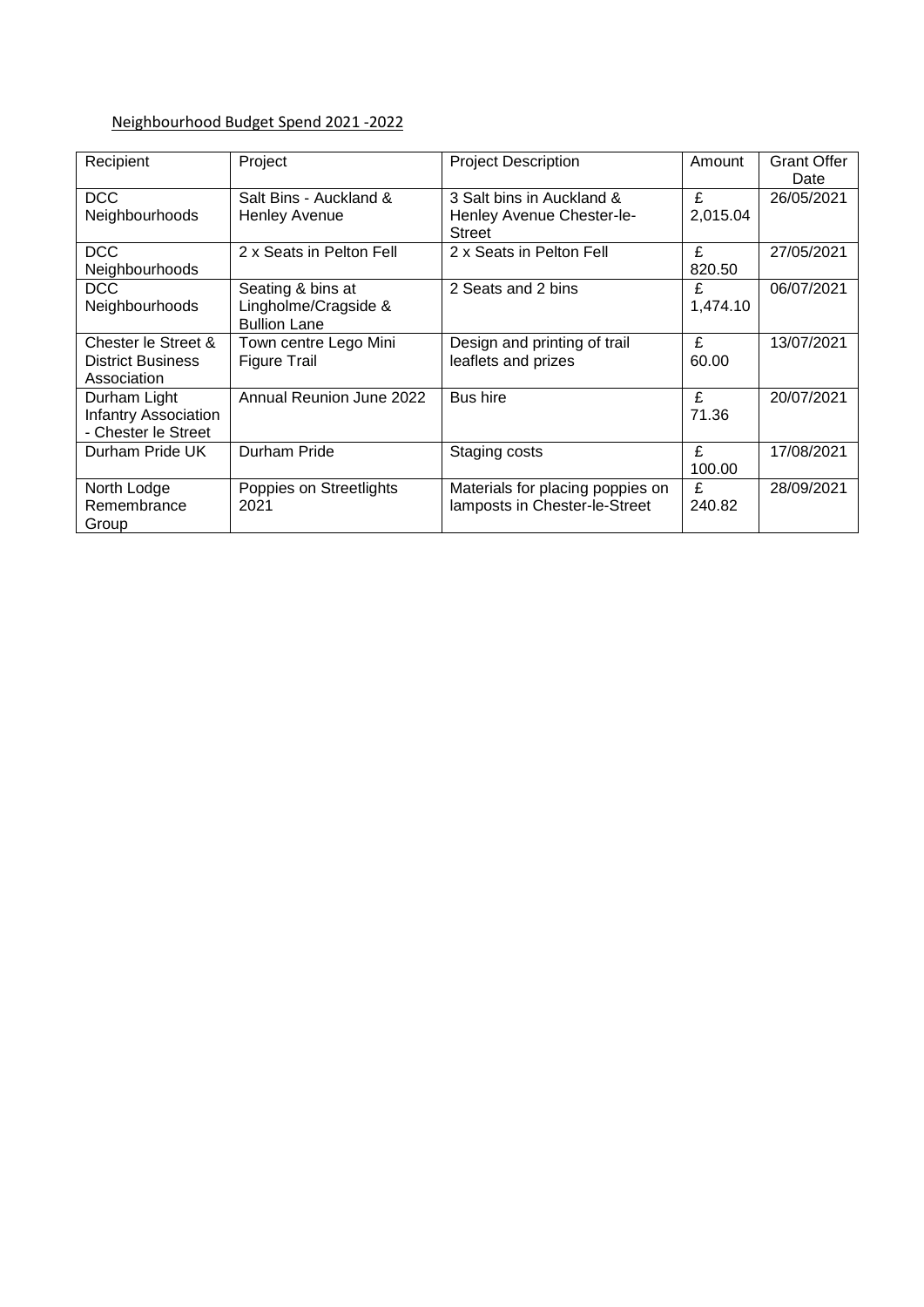Neighbourhood Budget Spend 2021 -2022

| Recipient | Project | Project Description | Amount | Grant Offer Date |
|---|---|---|---|---|
| DCC Neighbourhoods | Salt Bins - Auckland & Henley Avenue | 3 Salt bins in Auckland & Henley Avenue Chester-le-Street | £ 2,015.04 | 26/05/2021 |
| DCC Neighbourhoods | 2 x Seats in Pelton Fell | 2 x Seats in Pelton Fell | £ 820.50 | 27/05/2021 |
| DCC Neighbourhoods | Seating & bins at Lingholme/Cragside & Bullion Lane | 2 Seats and 2 bins | £ 1,474.10 | 06/07/2021 |
| Chester le Street & District Business Association | Town centre Lego Mini Figure Trail | Design and printing of trail leaflets and prizes | £ 60.00 | 13/07/2021 |
| Durham Light Infantry Association - Chester le Street | Annual Reunion June 2022 | Bus hire | £ 71.36 | 20/07/2021 |
| Durham Pride UK | Durham Pride | Staging costs | £ 100.00 | 17/08/2021 |
| North Lodge Remembrance Group | Poppies on Streetlights 2021 | Materials for placing poppies on lamposts in Chester-le-Street | £ 240.82 | 28/09/2021 |